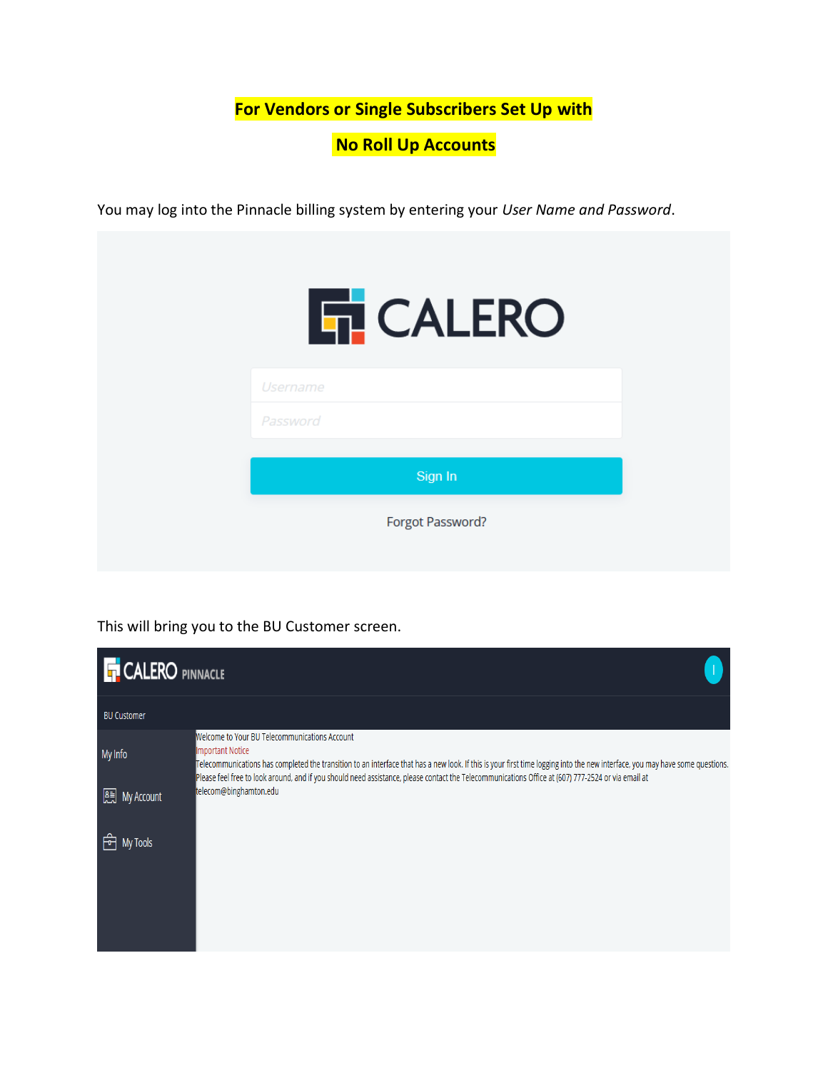**For Vendors or Single Subscribers Set Up with**

**No Roll Up Accounts**

You may log into the Pinnacle billing system by entering your *User Name and Password*.

CALERO

Username

Password

Sign In

Forgot Password?

This will bring you to the BU Customer screen.

CALERO PINNACLE

BU Customer

My Info

My Account

My Tools

Welcome to Your BU Telecommunications Account

Important Notice

Telecommunications has completed the transition to an interface that has a new look. If this is your first time logging into the new interface, you may have some questions. Please feel free to look around, and if you should need assistance, please contact the Telecommunications Office at (607) 777-2524 or via email at telecom@binghamton.edu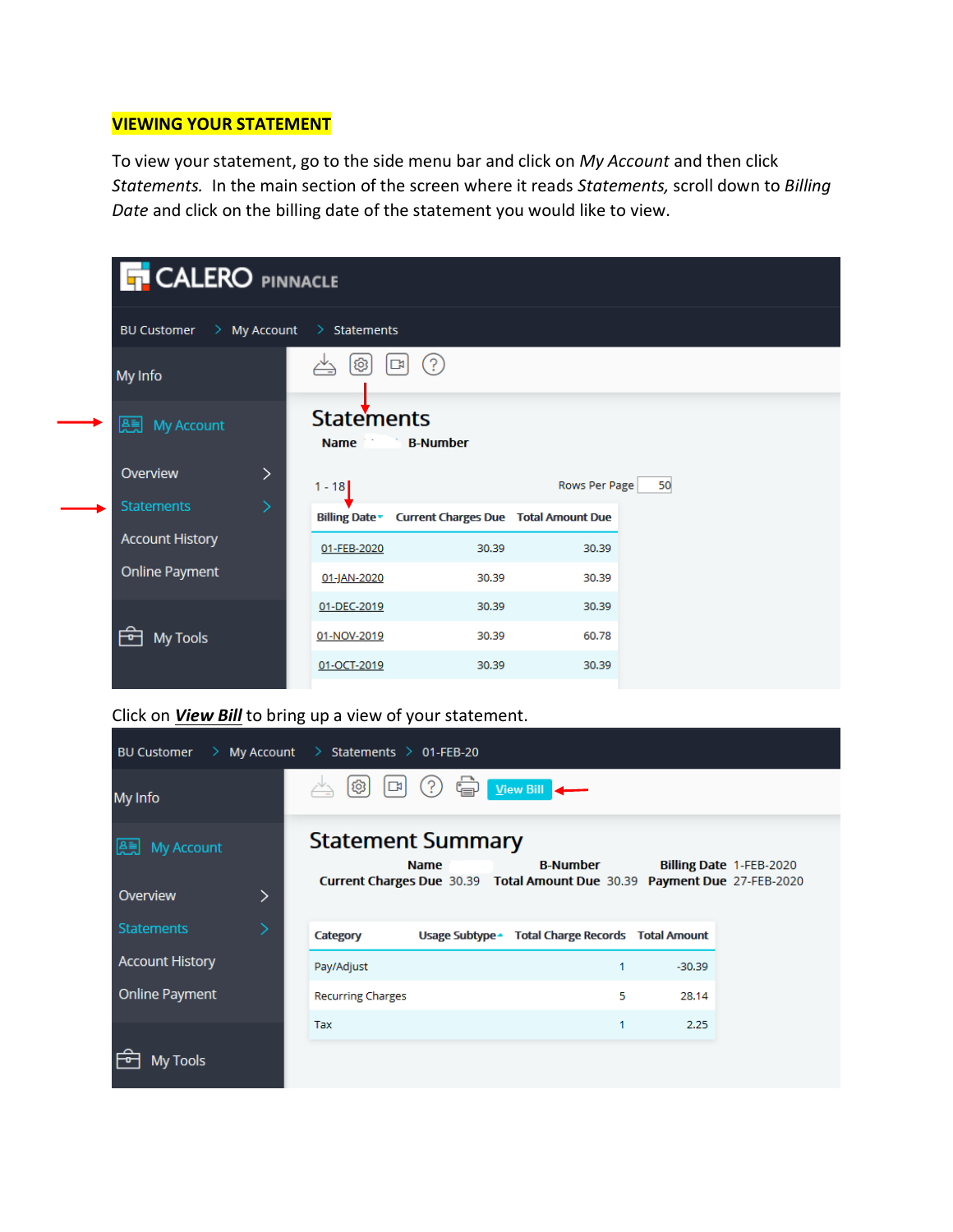**VIEWING YOUR STATEMENT**

To view your statement, go to the side menu bar and click on *My Account* and then click *Statements.* In the main section of the screen where it reads *Statements,* scroll down to *Billing Date* and click on the billing date of the statement you would like to view.

CALERO PINNACLE

BU Customer > My Account > Statements

My Info

My Account

Overview

Statements

Account History

Online Payment

My Tools

**Statements**

**Name** **B-Number**

1 - 18 Rows Per Page 50

| Billing Date | Current Charges Due | Total Amount Due |
|---|---|---|
| 01-FEB-2020 | 30.39 | 30.39 |
| 01-JAN-2020 | 30.39 | 30.39 |
| 01-DEC-2019 | 30.39 | 30.39 |
| 01-NOV-2019 | 30.39 | 60.78 |
| 01-OCT-2019 | 30.39 | 30.39 |

Click on ***View Bill*** to bring up a view of your statement.

BU Customer > My Account > Statements > 01-FEB-20

My Info

My Account

Overview

Statements

Account History

Online Payment

My Tools

View Bill

**Statement Summary**

**Name** **B-Number** **Billing Date** 1-FEB-2020

**Current Charges Due** 30.39 **Total Amount Due** 30.39 **Payment Due** 27-FEB-2020

| Category | Usage Subtype | Total Charge Records | Total Amount |
|---|---|---|---|
| Pay/Adjust | | 1 | -30.39 |
| Recurring Charges | | 5 | 28.14 |
| Tax | | 1 | 2.25 |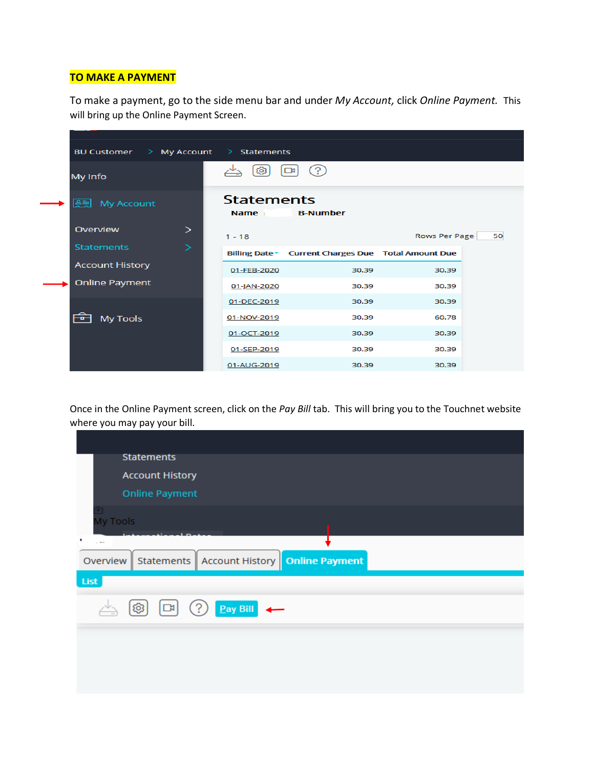**TO MAKE A PAYMENT**

To make a payment, go to the side menu bar and under *My Account,* click *Online Payment.* This will bring up the Online Payment Screen.

BU Customer > My Account > Statements

My Info

My Account

Overview

Statements

Account History

Online Payment

My Tools

**Statements**

Name B-Number

1 - 18 Rows Per Page 50

| Billing Date | Current Charges Due | Total Amount Due |
|---|---|---|
| 01-FEB-2020 | 30.39 | 30.39 |
| 01-JAN-2020 | 30.39 | 30.39 |
| 01-DEC-2019 | 30.39 | 30.39 |
| 01-NOV-2019 | 30.39 | 60.78 |
| 01-OCT-2019 | 30.39 | 30.39 |
| 01-SEP-2019 | 30.39 | 30.39 |
| 01-AUG-2019 | 30.39 | 30.39 |

Once in the Online Payment screen, click on the *Pay Bill* tab. This will bring you to the Touchnet website where you may pay your bill.

Statements

Account History

Online Payment

My Tools

Overview | Statements | Account History | Online Payment

List

Pay Bill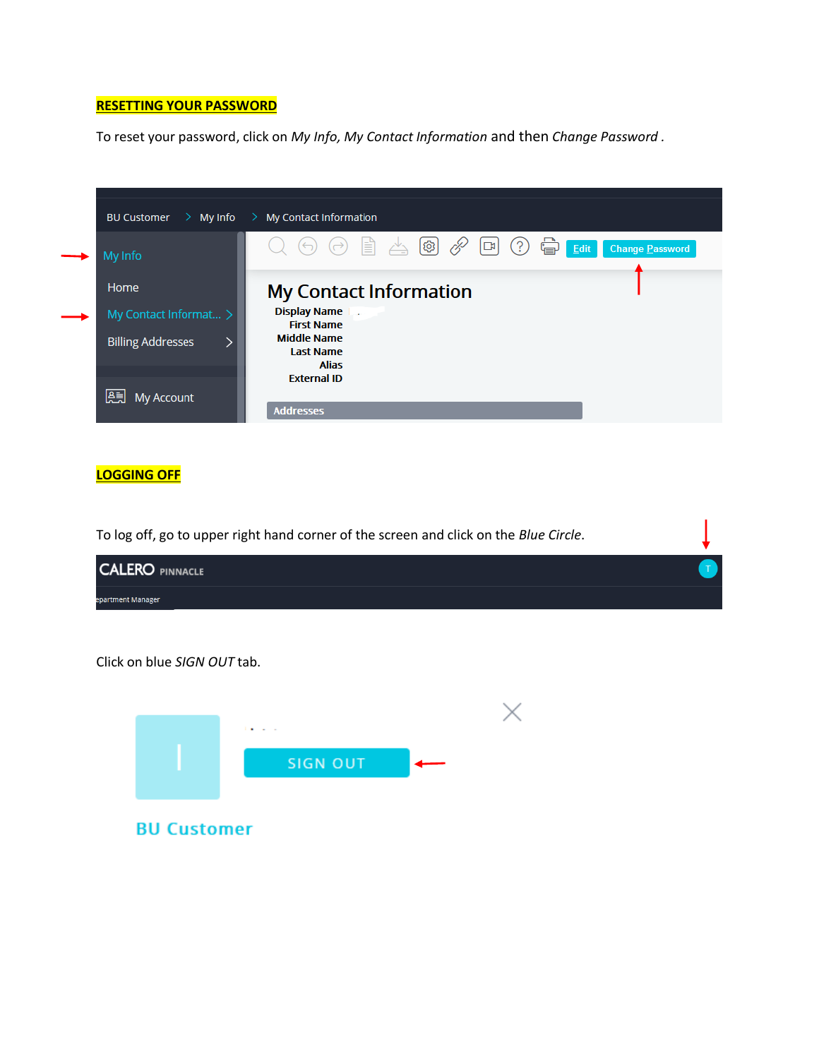## RESETTING YOUR PASSWORD

To reset your password, click on *My Info, My Contact Information* and then *Change Password* .

BU Customer > My Info > My Contact Information

My Info

Home

My Contact Informat... >

Billing Addresses >

My Account

Edit Change Password

My Contact Information

Display Name

First Name

Middle Name

Last Name

Alias

External ID

Addresses

## LOGGING OFF

To log off, go to upper right hand corner of the screen and click on the *Blue Circle*.

CALERO PINNACLE

epartment Manager

Click on blue *SIGN OUT* tab.

SIGN OUT

BU Customer